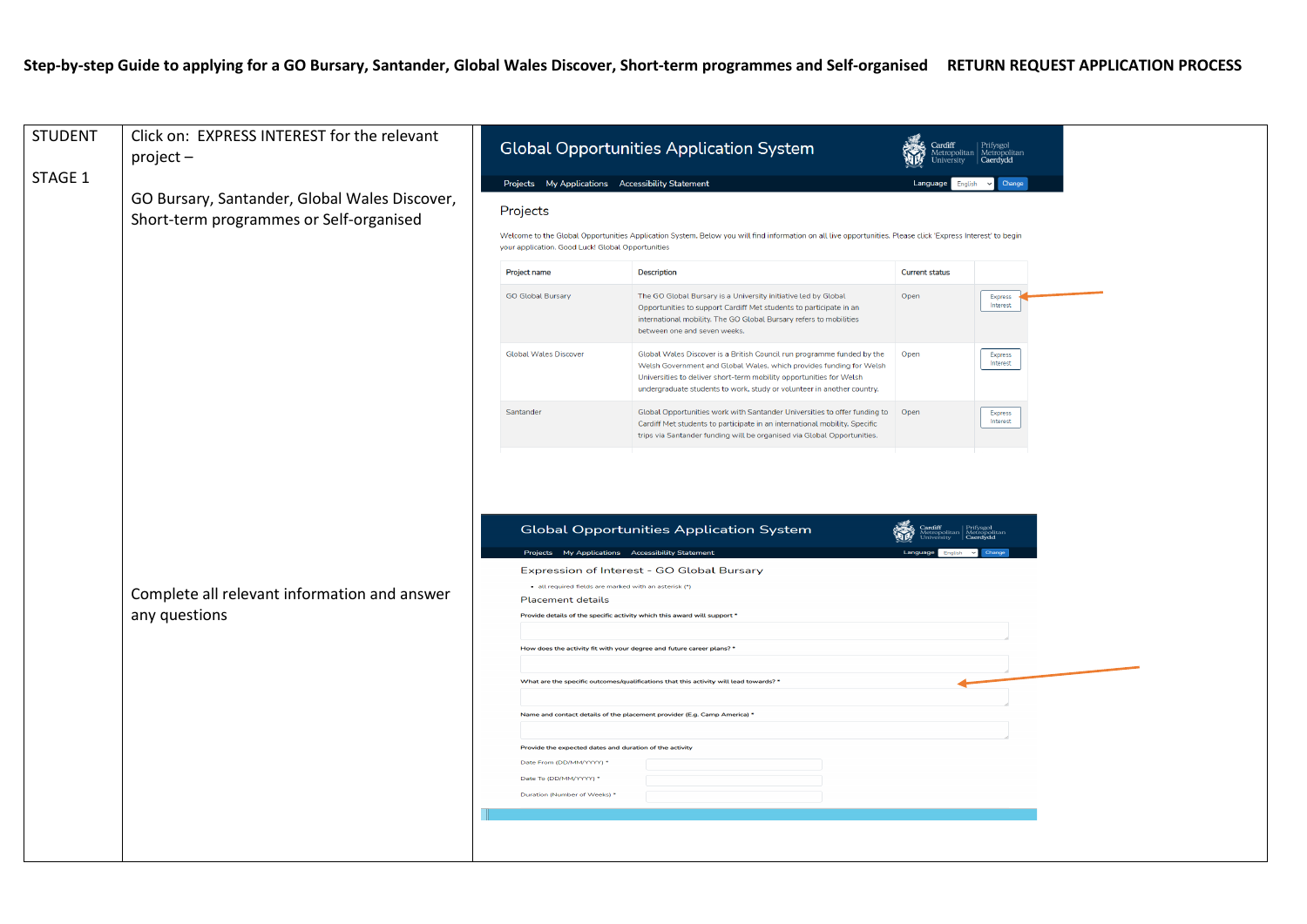**Step-by-step Guide to applying for a GO Bursary, Santander, Global Wales Discover, Short-term programmes and Self-organised RETURN REQUEST APPLICATION PROCESS**

| | | |
|---|---|---|
| STUDENT<br><br>STAGE 1 | Click on: EXPRESS INTEREST for the relevant project –<br><br>GO Bursary, Santander, Global Wales Discover, Short-term programmes or Self-organised<br><br>Complete all relevant information and answer any questions | Global Opportunities Application System<br>Projects My Applications Accessibility Statement Language English Change<br>Projects<br>Welcome to the Global Opportunities Application System. Below you will find information on all live opportunities. Please click 'Express Interest' to begin your application. Good Luck! Global Opportunities<br>Project name / Description / Current status<br>GO Global Bursary – The GO Global Bursary is a University initiative led by Global Opportunities to support Cardiff Met students to participate in an international mobility. The GO Global Bursary refers to mobilities between one and seven weeks. – Open – Express Interest<br>Global Wales Discover – Global Wales Discover is a British Council run programme funded by the Welsh Government and Global Wales, which provides funding for Welsh Universities to deliver short-term mobility opportunities for Welsh undergraduate students to work, study or volunteer in another country. – Open – Express Interest<br>Santander – Global Opportunities work with Santander Universities to offer funding to Cardiff Met students to participate in an international mobility. Specific trips via Santander funding will be organised via Global Opportunities. – Open – Express Interest<br><br>Global Opportunities Application System<br>Expression of Interest - GO Global Bursary<br>• all required fields are marked with an asterisk (*)<br>Placement details<br>Provide details of the specific activity which this award will support *<br>How does the activity fit with your degree and future career plans? *<br>What are the specific outcomes/qualifications that this activity will lead towards? *<br>Name and contact details of the placement provider (E.g. Camp America) *<br>Provide the expected dates and duration of the activity<br>Date From (DD/MM/YYYY) *<br>Date To (DD/MM/YYYY) *<br>Duration (Number of Weeks) * |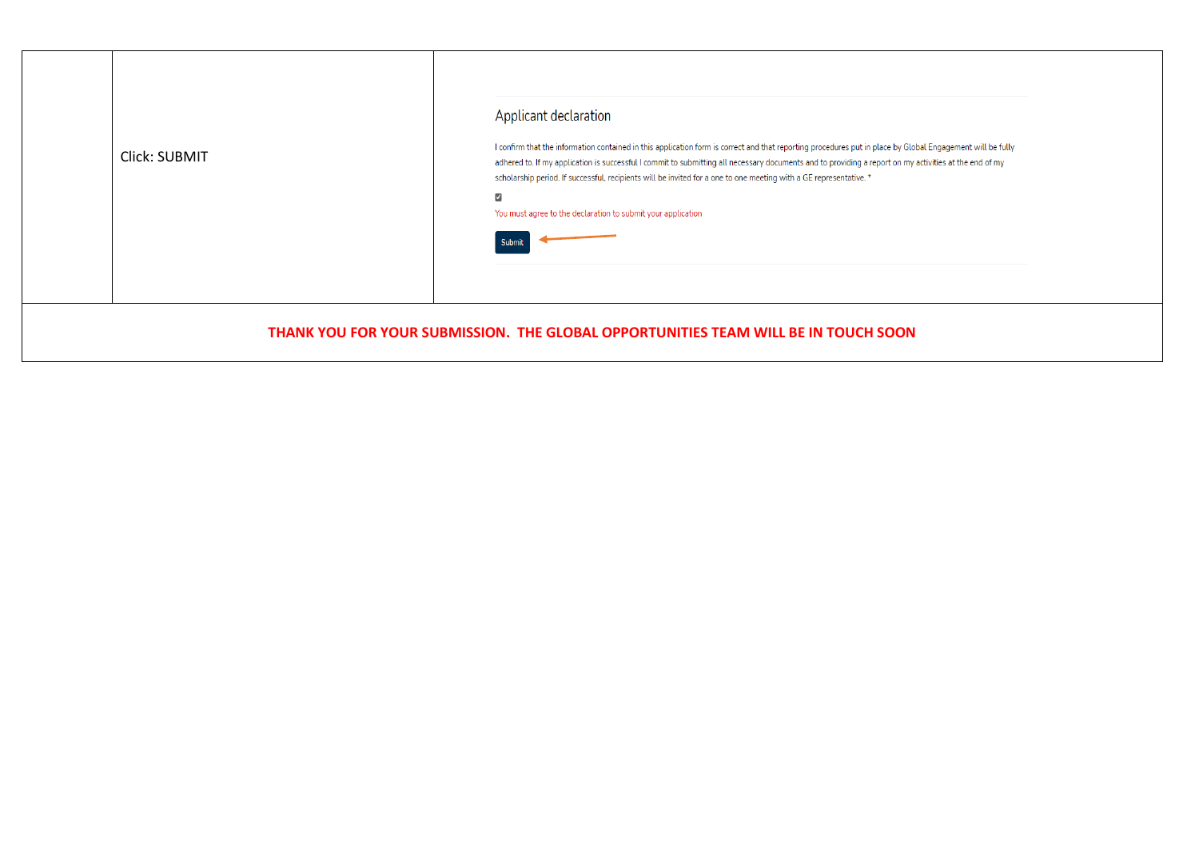| | | |
|---|---|---|
| | Click: SUBMIT | Applicant declaration<br><br>I confirm that the information contained in this application form is correct and that reporting procedures put in place by Global Engagement will be fully adhered to. If my application is successful I commit to submitting all necessary documents and to providing a report on my activities at the end of my scholarship period. If successful, recipients will be invited for a one to one meeting with a GE representative. *<br><br>You must agree to the declaration to submit your application<br><br>Submit |
| **THANK YOU FOR YOUR SUBMISSION. THE GLOBAL OPPORTUNITIES TEAM WILL BE IN TOUCH SOON** | | |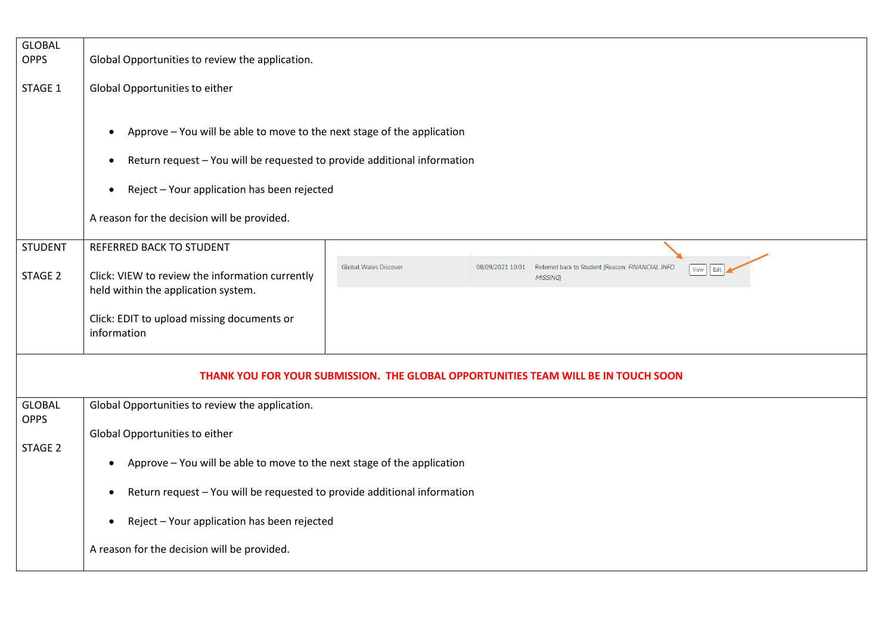| | | |
|---|---|---|
| GLOBAL OPPS<br><br>STAGE 1 | Global Opportunities to review the application.<br><br>Global Opportunities to either<br><br>• Approve – You will be able to move to the next stage of the application<br>• Return request – You will be requested to provide additional information<br>• Reject – Your application has been rejected<br><br>A reason for the decision will be provided. | |
| STUDENT<br><br>STAGE 2 | REFERRED BACK TO STUDENT<br><br>Click: VIEW to review the information currently held within the application system.<br><br>Click: EDIT to upload missing documents or information | Global Wales Discover 08/09/2021 10:01 Referred back to Student (Reason: *FINANCIAL INFO MISSING*) View Edit |

**THANK YOU FOR YOUR SUBMISSION. THE GLOBAL OPPORTUNITIES TEAM WILL BE IN TOUCH SOON**

| | |
|---|---|
| GLOBAL OPPS<br><br>STAGE 2 | Global Opportunities to review the application.<br><br>Global Opportunities to either<br><br>• Approve – You will be able to move to the next stage of the application<br>• Return request – You will be requested to provide additional information<br>• Reject – Your application has been rejected<br><br>A reason for the decision will be provided. |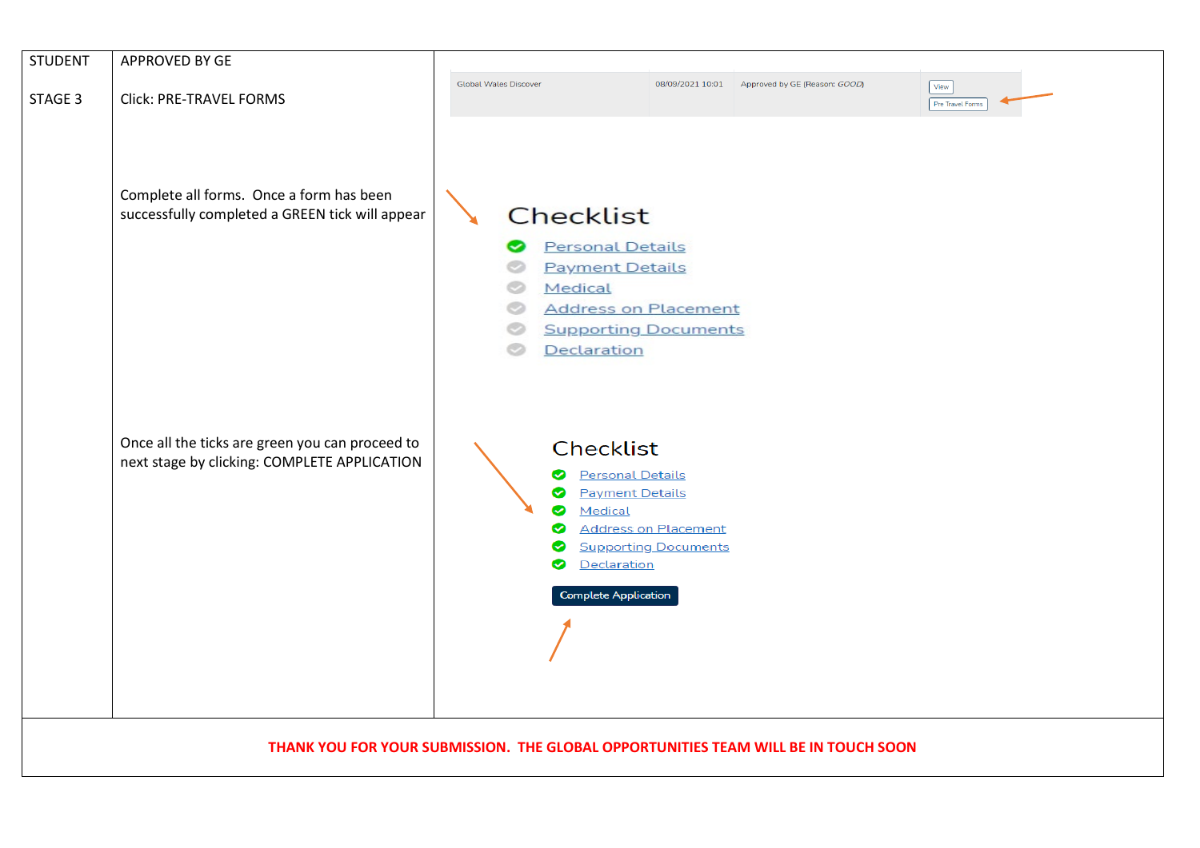| | | |
|---|---|---|
| STUDENT<br><br>STAGE 3 | APPROVED BY GE<br><br>Click: PRE-TRAVEL FORMS<br><br><br><br>Complete all forms. Once a form has been successfully completed a GREEN tick will appear<br><br><br><br>Once all the ticks are green you can proceed to next stage by clicking: COMPLETE APPLICATION | Global Wales Discover 08/09/2021 10:01 Approved by GE (Reason: *GOOD*) View Pre Travel Forms<br><br>Checklist<br>Personal Details<br>Payment Details<br>Medical<br>Address on Placement<br>Supporting Documents<br>Declaration<br><br>Checklist<br>Personal Details<br>Payment Details<br>Medical<br>Address on Placement<br>Supporting Documents<br>Declaration<br>Complete Application |

**THANK YOU FOR YOUR SUBMISSION. THE GLOBAL OPPORTUNITIES TEAM WILL BE IN TOUCH SOON**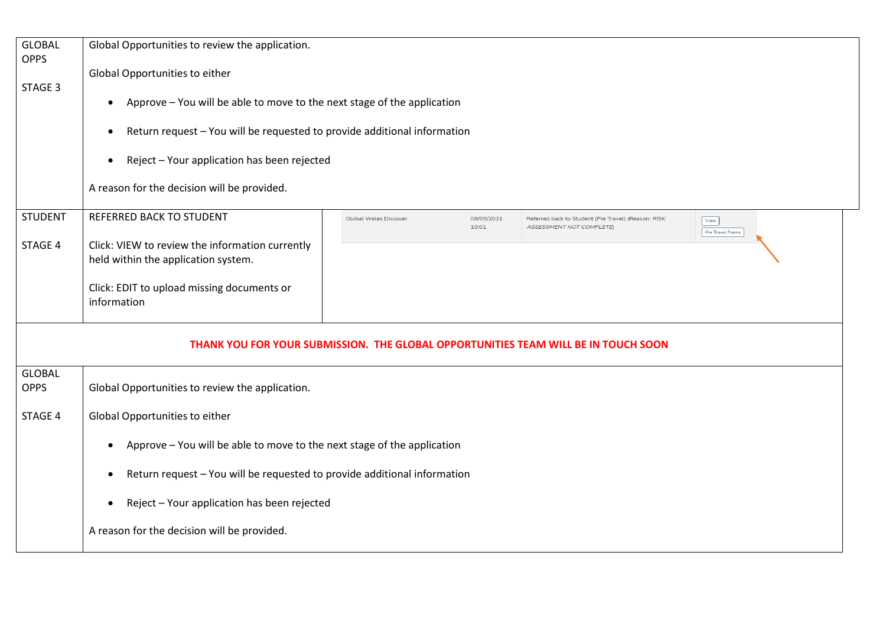| | | |
|---|---|---|
| GLOBAL OPPS<br><br>STAGE 3 | Global Opportunities to review the application.<br><br>Global Opportunities to either<br><br>• Approve – You will be able to move to the next stage of the application<br><br>• Return request – You will be requested to provide additional information<br><br>• Reject – Your application has been rejected<br><br>A reason for the decision will be provided. | |
| STUDENT<br><br>STAGE 4 | REFERRED BACK TO STUDENT<br><br>Click: VIEW to review the information currently held within the application system.<br><br>Click: EDIT to upload missing documents or information | Global Wales Discover 08/09/2021 10:01 Referred back to Student (Pre Travel) (Reason: *RISK ASSESSMENT NOT COMPLETE*) View Pre Travel Forms |

**THANK YOU FOR YOUR SUBMISSION. THE GLOBAL OPPORTUNITIES TEAM WILL BE IN TOUCH SOON**

| | |
|---|---|
| GLOBAL OPPS<br><br>STAGE 4 | Global Opportunities to review the application.<br><br>Global Opportunities to either<br><br>• Approve – You will be able to move to the next stage of the application<br><br>• Return request – You will be requested to provide additional information<br><br>• Reject – Your application has been rejected<br><br>A reason for the decision will be provided. |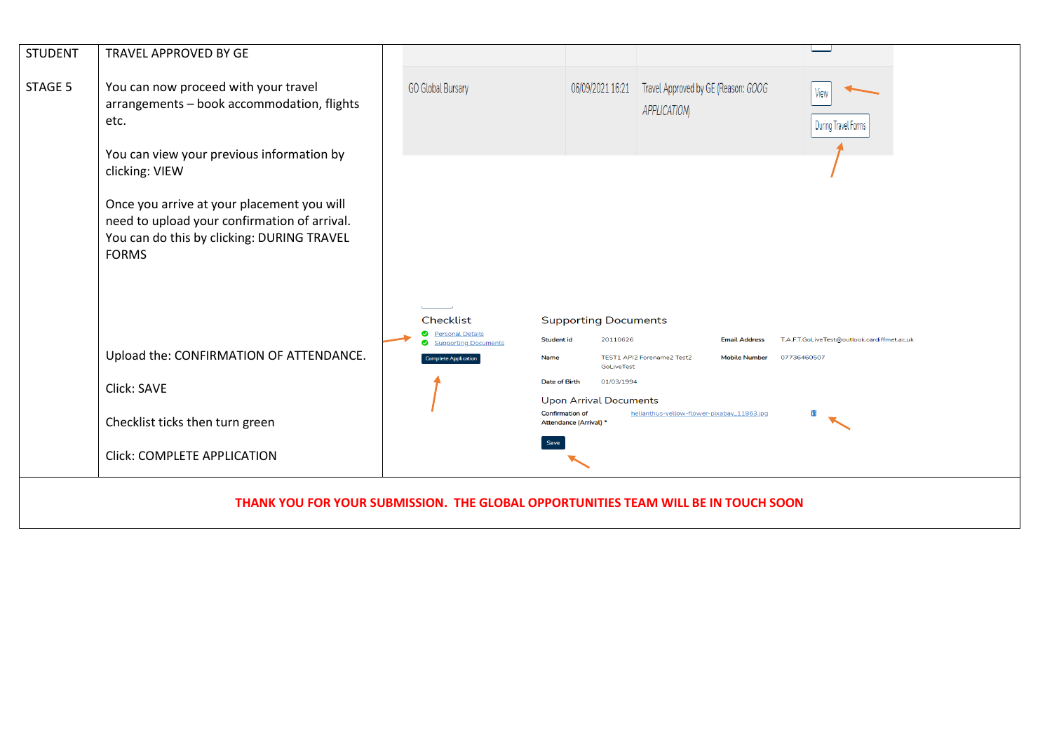| | | |
|---|---|---|
| STUDENT<br><br>STAGE 5 | TRAVEL APPROVED BY GE<br><br>You can now proceed with your travel arrangements – book accommodation, flights etc.<br><br>You can view your previous information by clicking: VIEW<br><br>Once you arrive at your placement you will need to upload your confirmation of arrival. You can do this by clicking: DURING TRAVEL FORMS<br><br>Upload the: CONFIRMATION OF ATTENDANCE.<br><br>Click: SAVE<br><br>Checklist ticks then turn green<br><br>Click: COMPLETE APPLICATION | GO Global Bursary 06/09/2021 16:21 Travel Approved by GE (Reason: GOOG APPLICATION) View During Travel Forms<br><br>Checklist<br>Personal Details<br>Supporting Documents<br>Complete Application<br><br>Supporting Documents<br>Student id 20110626<br>Email Address T.A.F.T.GoLiveTest@outlook.cardiffmet.ac.uk<br>Name TEST1 API2 Forename2 Test2 GoLiveTest<br>Mobile Number 07736460507<br>Date of Birth 01/03/1994<br><br>Upon Arrival Documents<br>Confirmation of Attendance (Arrival) * helianthus-yellow-flower-pixabay_11863.jpg<br>Save |

**THANK YOU FOR YOUR SUBMISSION. THE GLOBAL OPPORTUNITIES TEAM WILL BE IN TOUCH SOON**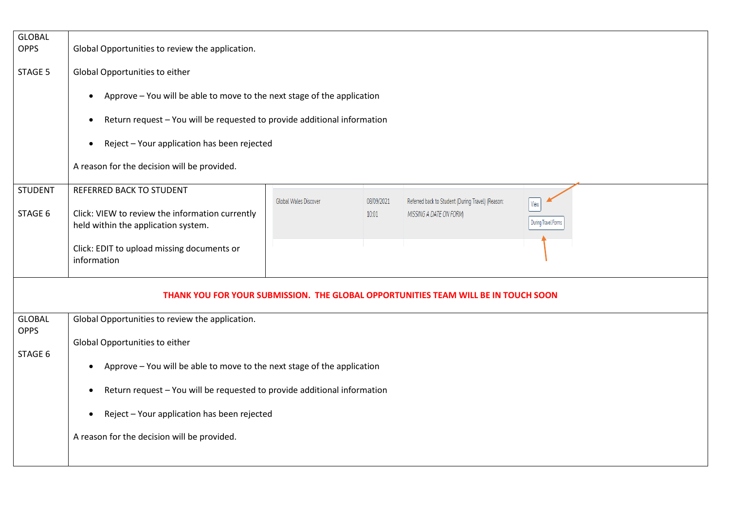| | | |
|---|---|---|
| GLOBAL OPPS<br><br>STAGE 5 | Global Opportunities to review the application.<br><br>Global Opportunities to either<br><br>• Approve – You will be able to move to the next stage of the application<br>• Return request – You will be requested to provide additional information<br>• Reject – Your application has been rejected<br><br>A reason for the decision will be provided. | |
| STUDENT<br><br>STAGE 6 | REFERRED BACK TO STUDENT<br><br>Click: VIEW to review the information currently held within the application system.<br><br>Click: EDIT to upload missing documents or information | Global Wales Discover \| 08/09/2021 10:01 \| Referred back to Student (During Travel) (Reason: MISSING A DATE ON FORM) \| View \| During Travel Forms |
| **THANK YOU FOR YOUR SUBMISSION. THE GLOBAL OPPORTUNITIES TEAM WILL BE IN TOUCH SOON** | | |
| GLOBAL OPPS<br><br>STAGE 6 | Global Opportunities to review the application.<br><br>Global Opportunities to either<br><br>• Approve – You will be able to move to the next stage of the application<br>• Return request – You will be requested to provide additional information<br>• Reject – Your application has been rejected<br><br>A reason for the decision will be provided. | |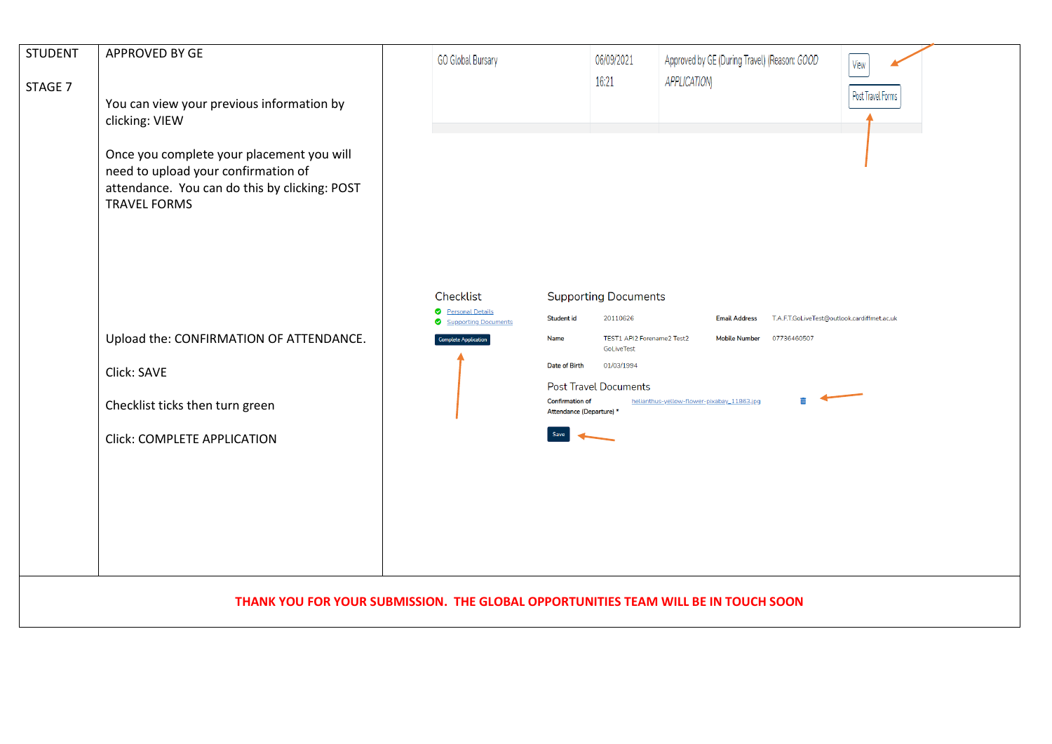| | | |
|---|---|---|
| STUDENT<br><br>STAGE 7 | APPROVED BY GE<br><br>You can view your previous information by clicking: VIEW<br><br>Once you complete your placement you will need to upload your confirmation of attendance. You can do this by clicking: POST TRAVEL FORMS<br><br>Upload the: CONFIRMATION OF ATTENDANCE.<br><br>Click: SAVE<br><br>Checklist ticks then turn green<br><br>Click: COMPLETE APPLICATION | GO Global Bursary 06/09/2021 16:21 Approved by GE (During Travel) (Reason: *GOOD APPLICATION*) View Post Travel Forms<br><br>Checklist<br>Personal Details<br>Supporting Documents<br>Complete Application<br><br>Supporting Documents<br>Student id 20110626 Email Address T.A.F.T.GoLiveTest@outlook.cardiffmet.ac.uk<br>Name TEST1 API2 Forename2 Test2 GoLiveTest Mobile Number 07736460507<br>Date of Birth 01/03/1994<br>Post Travel Documents<br>Confirmation of Attendance (Departure) * helianthus-yellow-flower-pixabay_11863.jpg<br>Save |

**THANK YOU FOR YOUR SUBMISSION. THE GLOBAL OPPORTUNITIES TEAM WILL BE IN TOUCH SOON**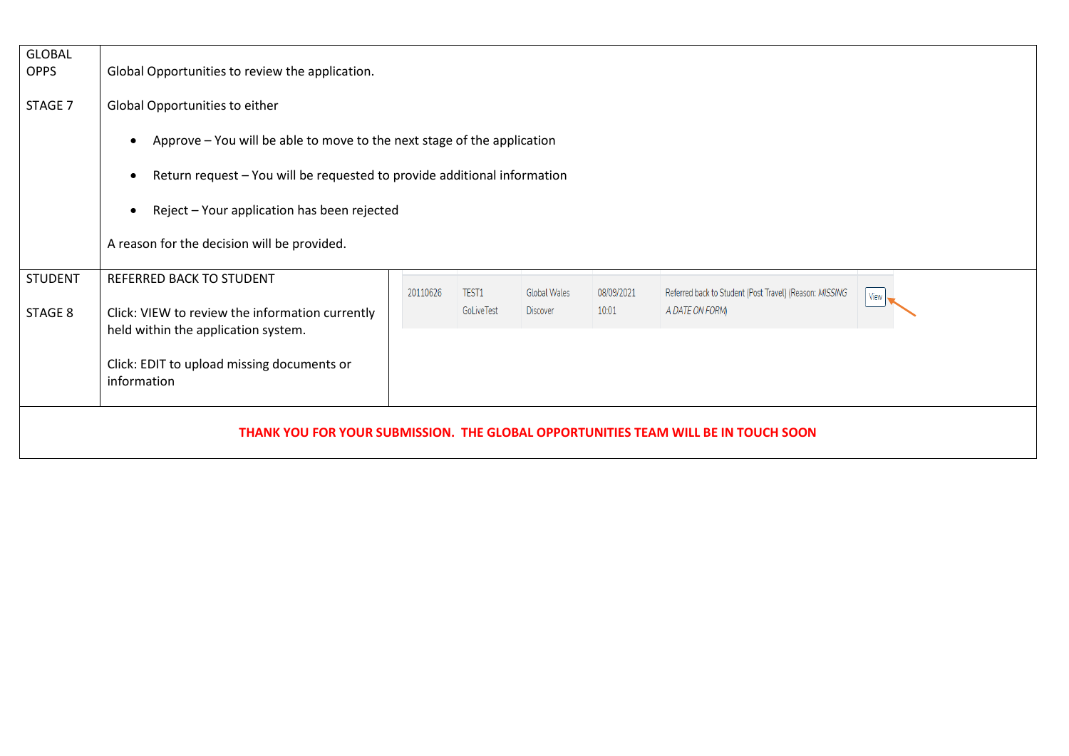| | | |
|---|---|---|
| GLOBAL OPPS<br><br>STAGE 7 | Global Opportunities to review the application.<br><br>Global Opportunities to either<br><br>• Approve – You will be able to move to the next stage of the application<br>• Return request – You will be requested to provide additional information<br>• Reject – Your application has been rejected<br><br>A reason for the decision will be provided. | |
| STUDENT<br><br>STAGE 8 | REFERRED BACK TO STUDENT<br><br>Click: VIEW to review the information currently held within the application system.<br><br>Click: EDIT to upload missing documents or information | 20110626 \| TEST1 GoLiveTest \| Global Wales Discover \| 08/09/2021 10:01 \| Referred back to Student (Post Travel) (Reason: *MISSING A DATE ON FORM*) \| View |

**THANK YOU FOR YOUR SUBMISSION. THE GLOBAL OPPORTUNITIES TEAM WILL BE IN TOUCH SOON**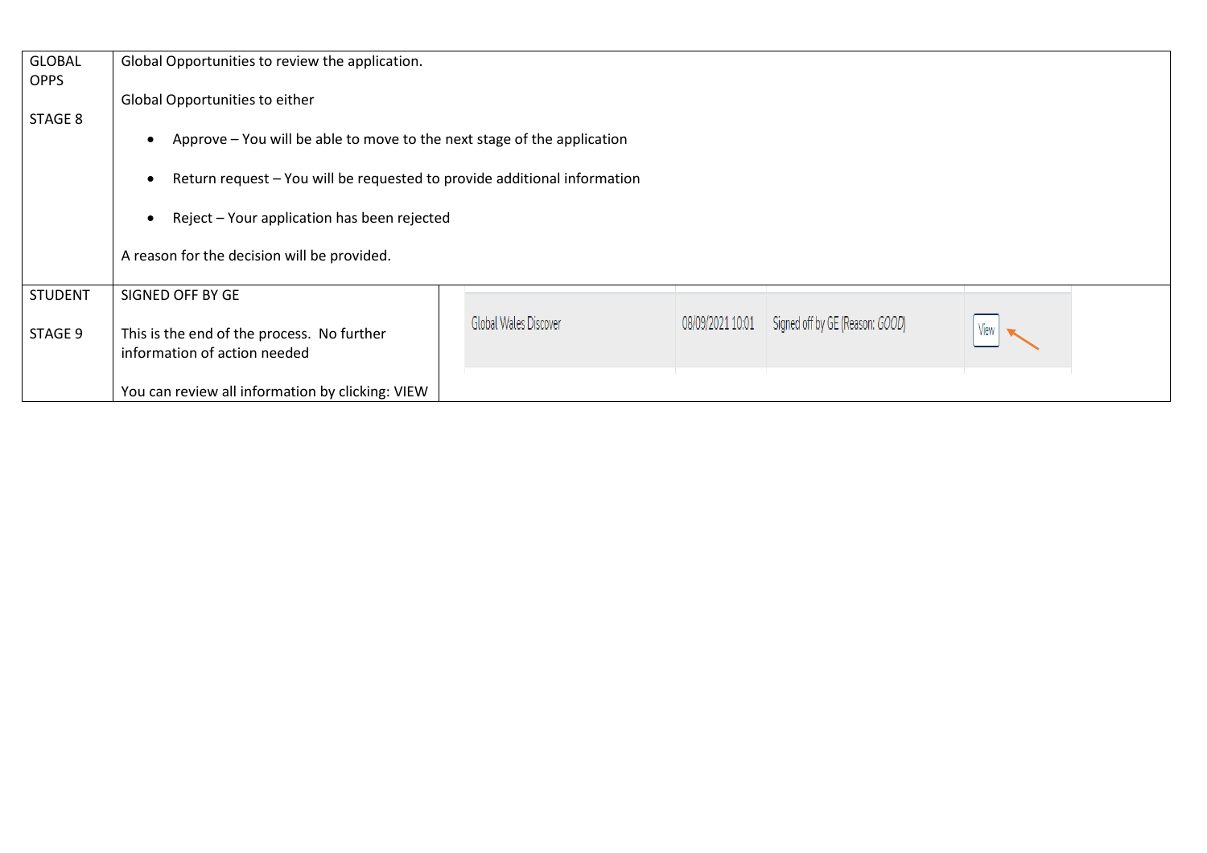| | | |
|---|---|---|
| GLOBAL OPPS<br><br>STAGE 8 | Global Opportunities to review the application.<br><br>Global Opportunities to either<br><br>• Approve – You will be able to move to the next stage of the application<br><br>• Return request – You will be requested to provide additional information<br><br>• Reject – Your application has been rejected<br><br>A reason for the decision will be provided. | |
| STUDENT<br><br>STAGE 9 | SIGNED OFF BY GE<br><br>This is the end of the process. No further information of action needed<br><br>You can review all information by clicking: VIEW | Global Wales Discover 08/09/2021 10:01 Signed off by GE (Reason: *GOOD*) View |